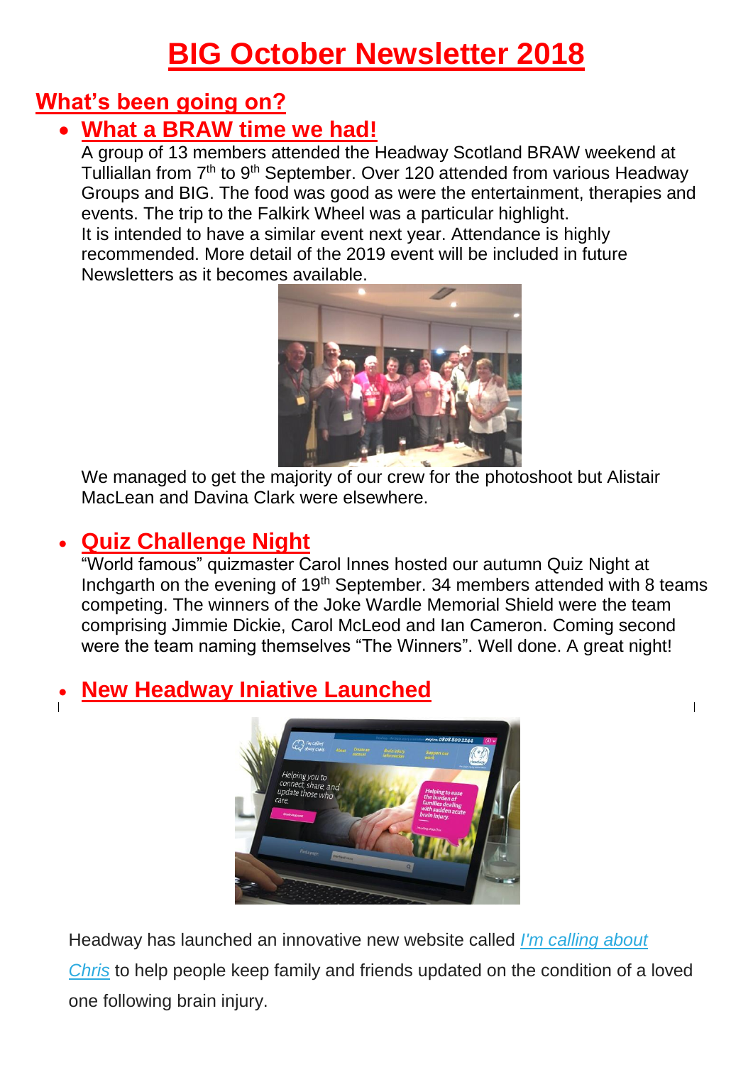# BIG October Newsletter 2018

## What's been going on?

- ### What a BRAW time we had!

  A group of 13 members attended the Headway Scotland BRAW weekend at Tulliallan from 7th to 9th September. Over 120 attended from various Headway Groups and BIG. The food was good as were the entertainment, therapies and events. The trip to the Falkirk Wheel was a particular highlight.
  It is intended to have a similar event next year. Attendance is highly recommended. More detail of the 2019 event will be included in future Newsletters as it becomes available.

  We managed to get the majority of our crew for the photoshoot but Alistair MacLean and Davina Clark were elsewhere.

- ### Quiz Challenge Night

  "World famous" quizmaster Carol Innes hosted our autumn Quiz Night at Inchgarth on the evening of 19th September. 34 members attended with 8 teams competing. The winners of the Joke Wardle Memorial Shield were the team comprising Jimmie Dickie, Carol McLeod and Ian Cameron. Coming second were the team naming themselves "The Winners". Well done. A great night!

- ### New Headway Iniative Launched

Headway has launched an innovative new website called *I'm calling about Chris* to help people keep family and friends updated on the condition of a loved one following brain injury.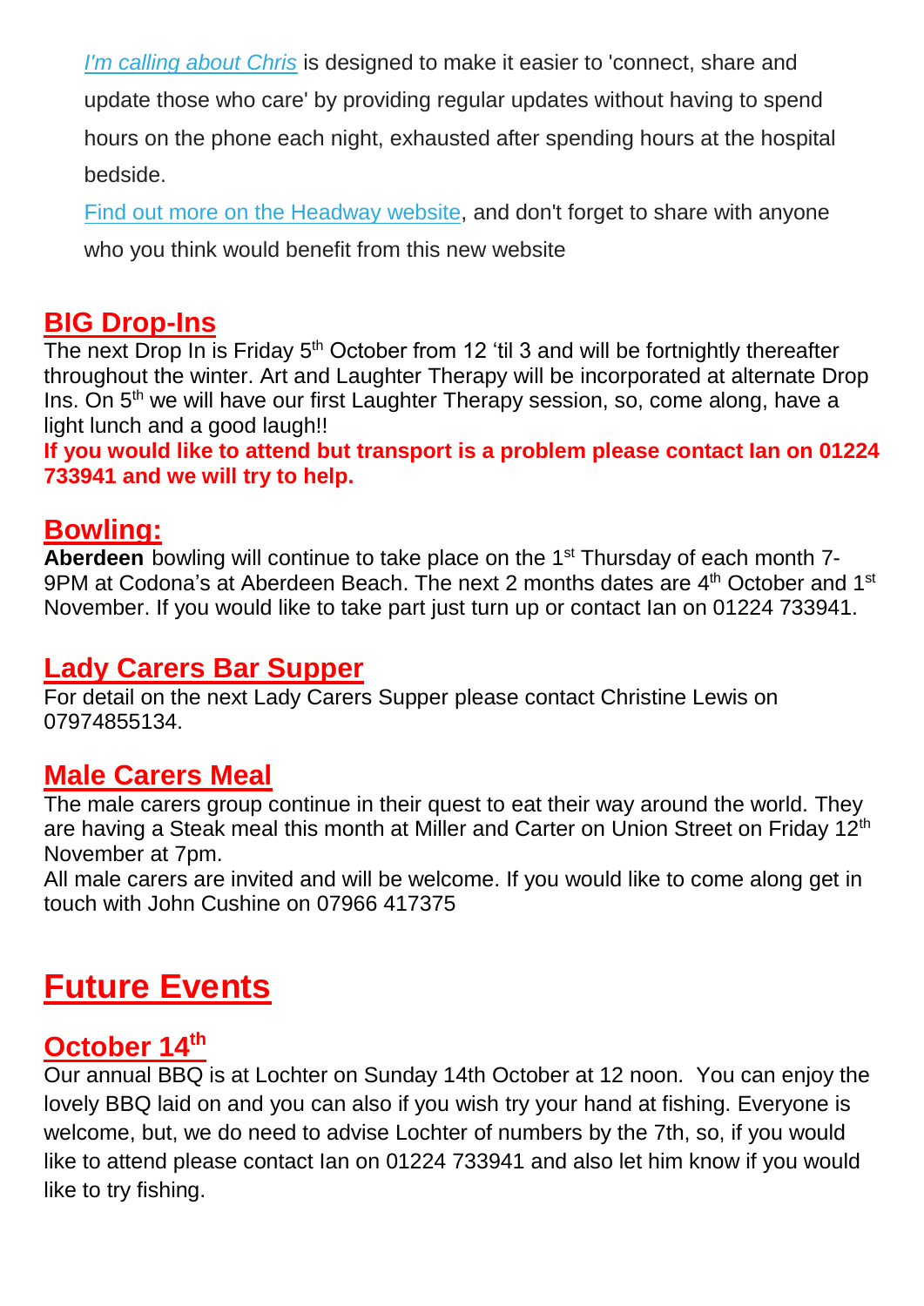*I'm calling about Chris* is designed to make it easier to 'connect, share and update those who care' by providing regular updates without having to spend hours on the phone each night, exhausted after spending hours at the hospital bedside.

Find out more on the Headway website, and don't forget to share with anyone who you think would benefit from this new website

## BIG Drop-Ins

The next Drop In is Friday 5th October from 12 'til 3 and will be fortnightly thereafter throughout the winter. Art and Laughter Therapy will be incorporated at alternate Drop Ins. On 5th we will have our first Laughter Therapy session, so, come along, have a light lunch and a good laugh!!

**If you would like to attend but transport is a problem please contact Ian on 01224 733941 and we will try to help.**

## Bowling:

**Aberdeen** bowling will continue to take place on the 1st Thursday of each month 7-9PM at Codona's at Aberdeen Beach. The next 2 months dates are 4th October and 1st November. If you would like to take part just turn up or contact Ian on 01224 733941.

## Lady Carers Bar Supper

For detail on the next Lady Carers Supper please contact Christine Lewis on 07974855134.

## Male Carers Meal

The male carers group continue in their quest to eat their way around the world. They are having a Steak meal this month at Miller and Carter on Union Street on Friday 12th November at 7pm.

All male carers are invited and will be welcome. If you would like to come along get in touch with John Cushine on 07966 417375

# Future Events

## October 14th

Our annual BBQ is at Lochter on Sunday 14th October at 12 noon. You can enjoy the lovely BBQ laid on and you can also if you wish try your hand at fishing. Everyone is welcome, but, we do need to advise Lochter of numbers by the 7th, so, if you would like to attend please contact Ian on 01224 733941 and also let him know if you would like to try fishing.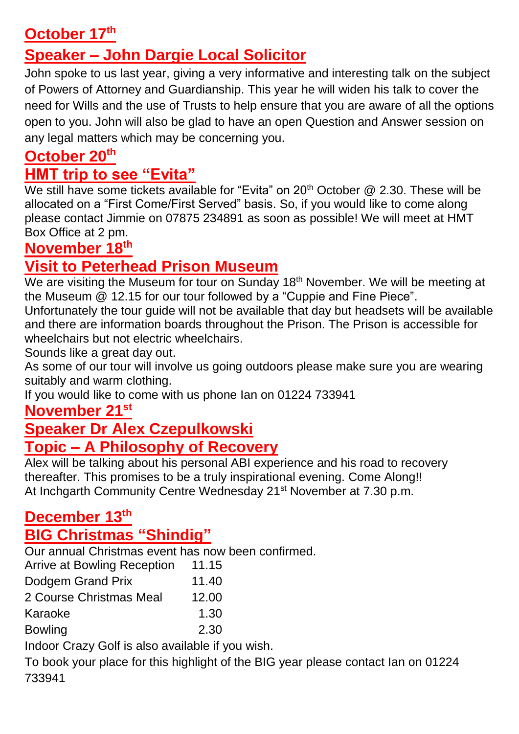## October 17th

## Speaker – John Dargie Local Solicitor

John spoke to us last year, giving a very informative and interesting talk on the subject of Powers of Attorney and Guardianship. This year he will widen his talk to cover the need for Wills and the use of Trusts to help ensure that you are aware of all the options open to you. John will also be glad to have an open Question and Answer session on any legal matters which may be concerning you.

## October 20th

## HMT trip to see "Evita"

We still have some tickets available for "Evita" on 20th October @ 2.30. These will be allocated on a "First Come/First Served" basis. So, if you would like to come along please contact Jimmie on 07875 234891 as soon as possible! We will meet at HMT Box Office at 2 pm.

## November 18th

## Visit to Peterhead Prison Museum

We are visiting the Museum for tour on Sunday 18th November. We will be meeting at the Museum @ 12.15 for our tour followed by a "Cuppie and Fine Piece".

Unfortunately the tour guide will not be available that day but headsets will be available and there are information boards throughout the Prison. The Prison is accessible for wheelchairs but not electric wheelchairs.

Sounds like a great day out.

As some of our tour will involve us going outdoors please make sure you are wearing suitably and warm clothing.

If you would like to come with us phone Ian on 01224 733941

## November 21st

## Speaker Dr Alex Czepulkowski

## Topic – A Philosophy of Recovery

Alex will be talking about his personal ABI experience and his road to recovery thereafter. This promises to be a truly inspirational evening. Come Along!!

At Inchgarth Community Centre Wednesday 21st November at 7.30 p.m.

## December 13th

## BIG Christmas "Shindig"

Our annual Christmas event has now been confirmed.

| | |
|---|---|
| Arrive at Bowling Reception | 11.15 |
| Dodgem Grand Prix | 11.40 |
| 2 Course Christmas Meal | 12.00 |
| Karaoke | 1.30 |
| Bowling | 2.30 |

Indoor Crazy Golf is also available if you wish.

To book your place for this highlight of the BIG year please contact Ian on 01224 733941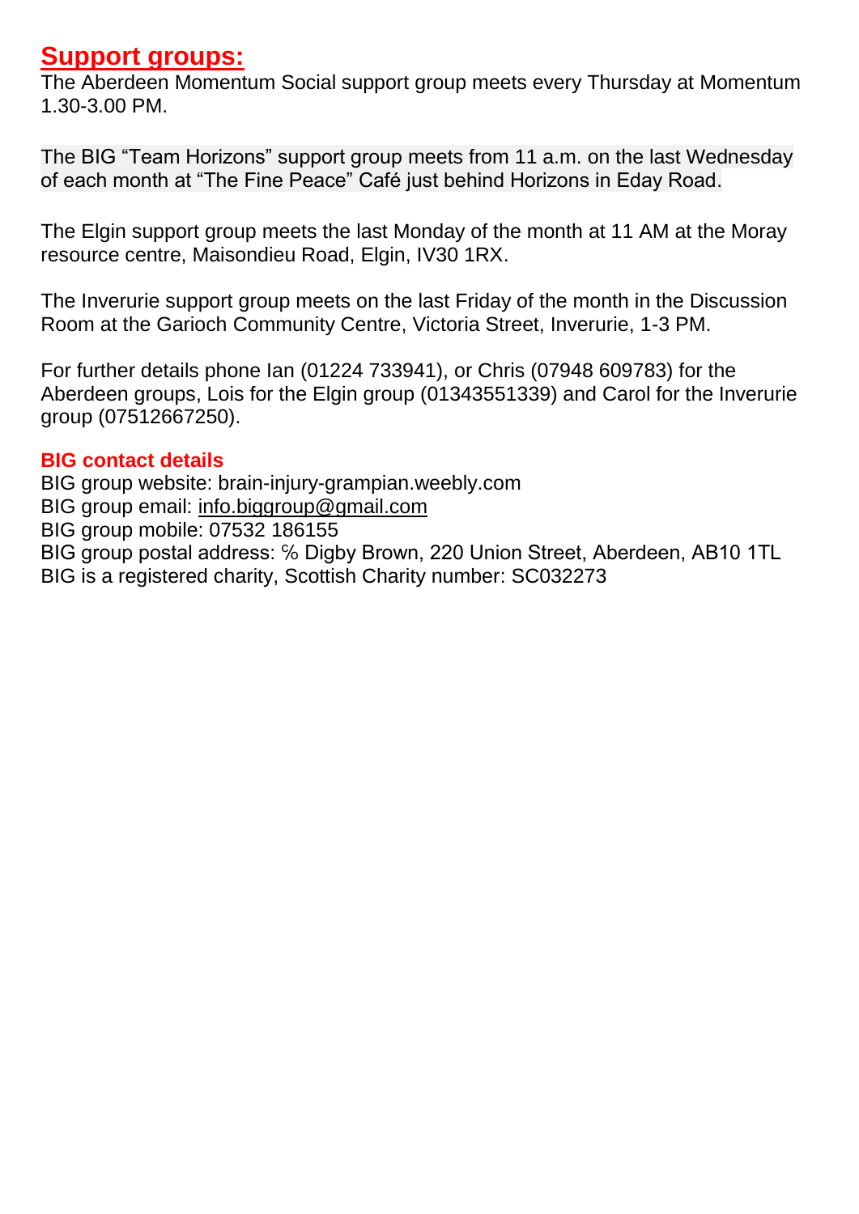## Support groups:

The Aberdeen Momentum Social support group meets every Thursday at Momentum 1.30-3.00 PM.

The BIG “Team Horizons” support group meets from 11 a.m. on the last Wednesday of each month at “The Fine Peace” Café just behind Horizons in Eday Road.

The Elgin support group meets the last Monday of the month at 11 AM at the Moray resource centre, Maisondieu Road, Elgin, IV30 1RX.

The Inverurie support group meets on the last Friday of the month in the Discussion Room at the Garioch Community Centre, Victoria Street, Inverurie, 1-3 PM.

For further details phone Ian (01224 733941), or Chris (07948 609783) for the Aberdeen groups, Lois for the Elgin group (01343551339) and Carol for the Inverurie group (07512667250).

**BIG contact details**

BIG group website: brain-injury-grampian.weebly.com
BIG group email: info.biggroup@gmail.com
BIG group mobile: 07532 186155
BIG group postal address: ℅ Digby Brown, 220 Union Street, Aberdeen, AB10 1TL
BIG is a registered charity, Scottish Charity number: SC032273